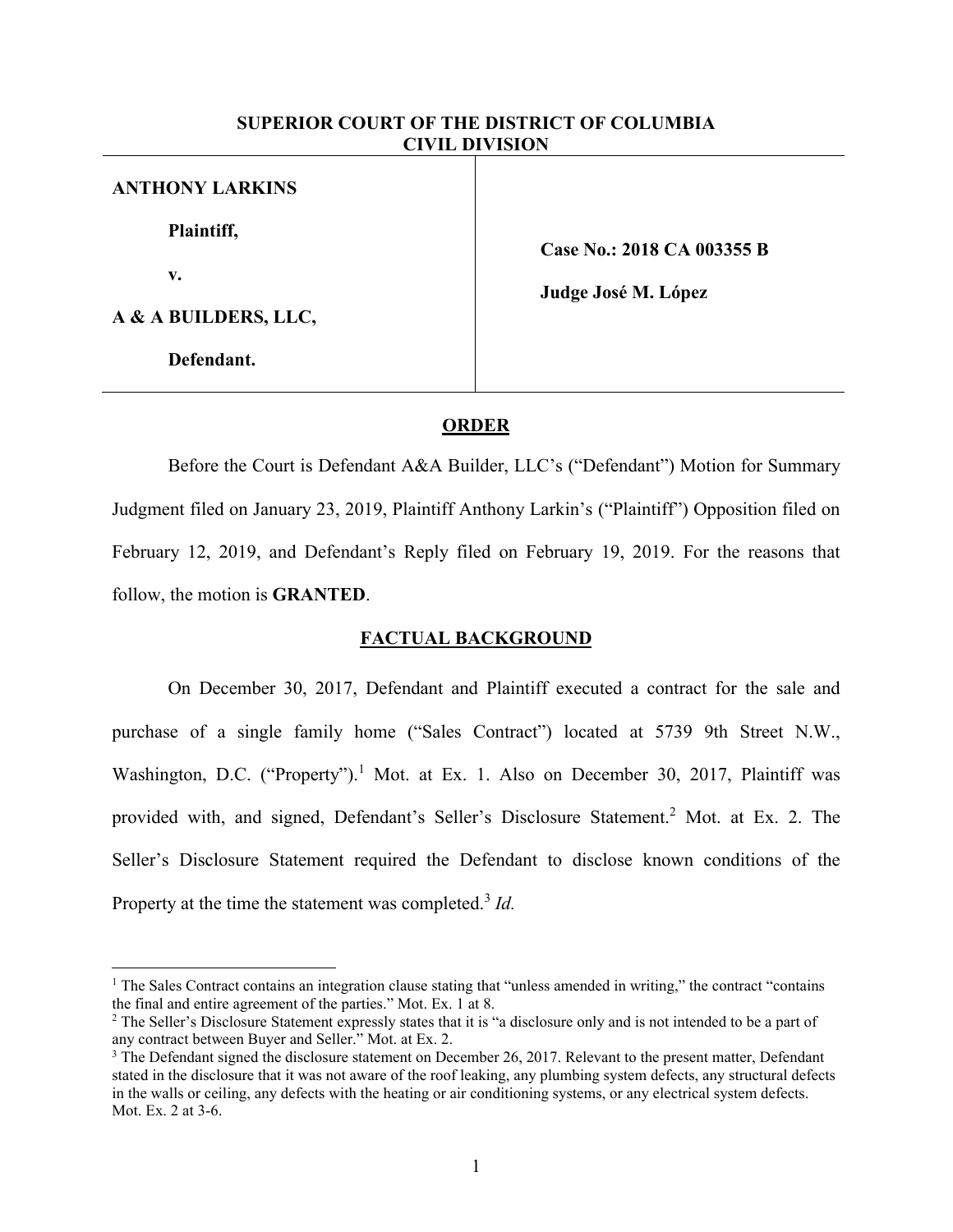**SUPERIOR COURT OF THE DISTRICT OF COLUMBIA**
**CIVIL DIVISION**

| | |
|---|---|
| **ANTHONY LARKINS** | |
| **Plaintiff,** | **Case No.: 2018 CA 003355 B** |
| **v.** | **Judge José M. López** |
| **A & A BUILDERS, LLC,** | |
| **Defendant.** | |

## ORDER

Before the Court is Defendant A&A Builder, LLC's ("Defendant") Motion for Summary Judgment filed on January 23, 2019, Plaintiff Anthony Larkin's ("Plaintiff") Opposition filed on February 12, 2019, and Defendant's Reply filed on February 19, 2019. For the reasons that follow, the motion is **GRANTED**.

## FACTUAL BACKGROUND

On December 30, 2017, Defendant and Plaintiff executed a contract for the sale and purchase of a single family home ("Sales Contract") located at 5739 9th Street N.W., Washington, D.C. ("Property").[1] Mot. at Ex. 1. Also on December 30, 2017, Plaintiff was provided with, and signed, Defendant's Seller's Disclosure Statement.[2] Mot. at Ex. 2. The Seller's Disclosure Statement required the Defendant to disclose known conditions of the Property at the time the statement was completed.[3] *Id.*

---

[1] The Sales Contract contains an integration clause stating that "unless amended in writing," the contract "contains the final and entire agreement of the parties." Mot. Ex. 1 at 8.

[2] The Seller's Disclosure Statement expressly states that it is "a disclosure only and is not intended to be a part of any contract between Buyer and Seller." Mot. at Ex. 2.

[3] The Defendant signed the disclosure statement on December 26, 2017. Relevant to the present matter, Defendant stated in the disclosure that it was not aware of the roof leaking, any plumbing system defects, any structural defects in the walls or ceiling, any defects with the heating or air conditioning systems, or any electrical system defects. Mot. Ex. 2 at 3-6.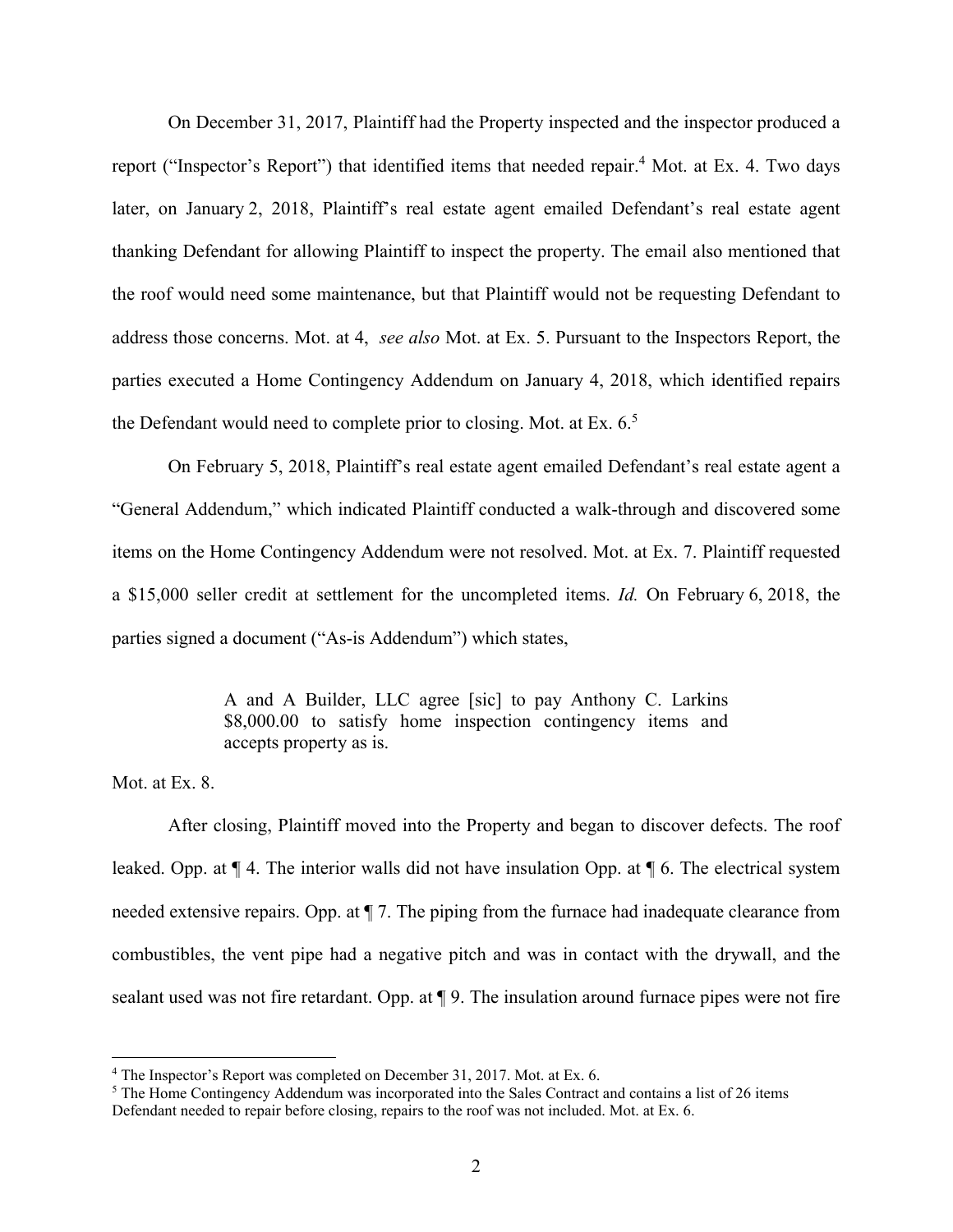On December 31, 2017, Plaintiff had the Property inspected and the inspector produced a report ("Inspector's Report") that identified items that needed repair.[4] Mot. at Ex. 4. Two days later, on January 2, 2018, Plaintiff's real estate agent emailed Defendant's real estate agent thanking Defendant for allowing Plaintiff to inspect the property. The email also mentioned that the roof would need some maintenance, but that Plaintiff would not be requesting Defendant to address those concerns. Mot. at 4, *see also* Mot. at Ex. 5. Pursuant to the Inspectors Report, the parties executed a Home Contingency Addendum on January 4, 2018, which identified repairs the Defendant would need to complete prior to closing. Mot. at Ex. 6.[5]

On February 5, 2018, Plaintiff's real estate agent emailed Defendant's real estate agent a "General Addendum," which indicated Plaintiff conducted a walk-through and discovered some items on the Home Contingency Addendum were not resolved. Mot. at Ex. 7. Plaintiff requested a $15,000 seller credit at settlement for the uncompleted items. *Id.* On February 6, 2018, the parties signed a document ("As-is Addendum") which states,

> A and A Builder, LLC agree [sic] to pay Anthony C. Larkins $8,000.00 to satisfy home inspection contingency items and accepts property as is.

Mot. at Ex. 8.

After closing, Plaintiff moved into the Property and began to discover defects. The roof leaked. Opp. at ¶ 4. The interior walls did not have insulation Opp. at ¶ 6. The electrical system needed extensive repairs. Opp. at ¶ 7. The piping from the furnace had inadequate clearance from combustibles, the vent pipe had a negative pitch and was in contact with the drywall, and the sealant used was not fire retardant. Opp. at ¶ 9. The insulation around furnace pipes were not fire

---

[4] The Inspector's Report was completed on December 31, 2017. Mot. at Ex. 6.

[5] The Home Contingency Addendum was incorporated into the Sales Contract and contains a list of 26 items Defendant needed to repair before closing, repairs to the roof was not included. Mot. at Ex. 6.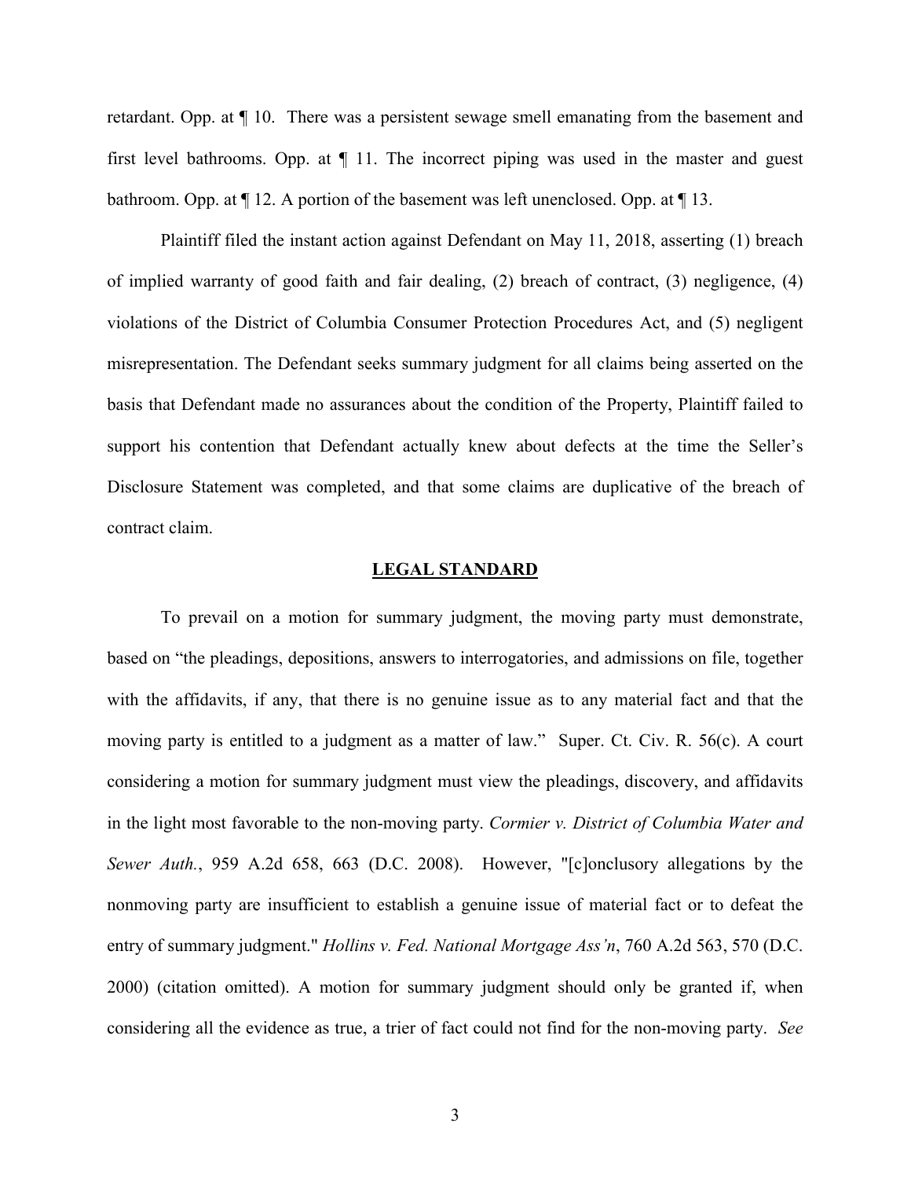retardant. Opp. at ¶ 10. There was a persistent sewage smell emanating from the basement and first level bathrooms. Opp. at ¶ 11. The incorrect piping was used in the master and guest bathroom. Opp. at ¶ 12. A portion of the basement was left unenclosed. Opp. at ¶ 13.

Plaintiff filed the instant action against Defendant on May 11, 2018, asserting (1) breach of implied warranty of good faith and fair dealing, (2) breach of contract, (3) negligence, (4) violations of the District of Columbia Consumer Protection Procedures Act, and (5) negligent misrepresentation. The Defendant seeks summary judgment for all claims being asserted on the basis that Defendant made no assurances about the condition of the Property, Plaintiff failed to support his contention that Defendant actually knew about defects at the time the Seller's Disclosure Statement was completed, and that some claims are duplicative of the breach of contract claim.

## LEGAL STANDARD

To prevail on a motion for summary judgment, the moving party must demonstrate, based on "the pleadings, depositions, answers to interrogatories, and admissions on file, together with the affidavits, if any, that there is no genuine issue as to any material fact and that the moving party is entitled to a judgment as a matter of law." Super. Ct. Civ. R. 56(c). A court considering a motion for summary judgment must view the pleadings, discovery, and affidavits in the light most favorable to the non-moving party. *Cormier v. District of Columbia Water and Sewer Auth.*, 959 A.2d 658, 663 (D.C. 2008). However, "[c]onclusory allegations by the nonmoving party are insufficient to establish a genuine issue of material fact or to defeat the entry of summary judgment." *Hollins v. Fed. National Mortgage Ass'n*, 760 A.2d 563, 570 (D.C. 2000) (citation omitted). A motion for summary judgment should only be granted if, when considering all the evidence as true, a trier of fact could not find for the non-moving party. *See*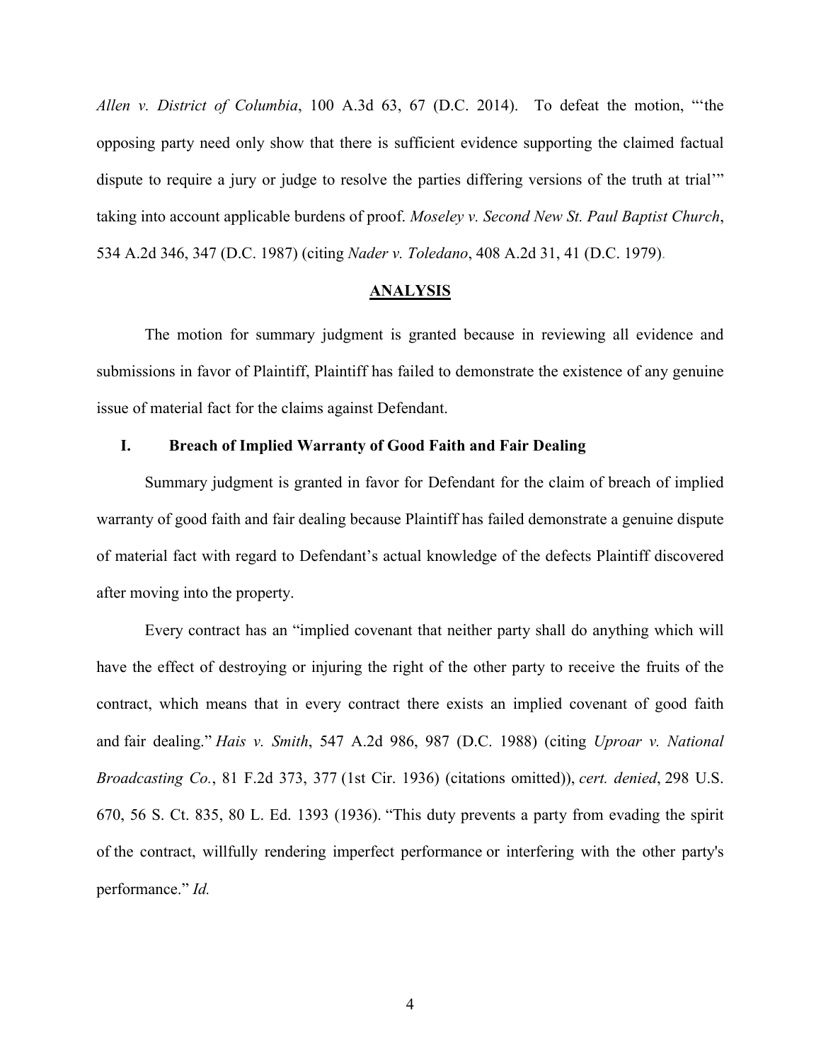*Allen v. District of Columbia*, 100 A.3d 63, 67 (D.C. 2014). To defeat the motion, "'the opposing party need only show that there is sufficient evidence supporting the claimed factual dispute to require a jury or judge to resolve the parties differing versions of the truth at trial'" taking into account applicable burdens of proof. *Moseley v. Second New St. Paul Baptist Church*, 534 A.2d 346, 347 (D.C. 1987) (citing *Nader v. Toledano*, 408 A.2d 31, 41 (D.C. 1979).

## ANALYSIS

The motion for summary judgment is granted because in reviewing all evidence and submissions in favor of Plaintiff, Plaintiff has failed to demonstrate the existence of any genuine issue of material fact for the claims against Defendant.

### I. Breach of Implied Warranty of Good Faith and Fair Dealing

Summary judgment is granted in favor for Defendant for the claim of breach of implied warranty of good faith and fair dealing because Plaintiff has failed demonstrate a genuine dispute of material fact with regard to Defendant's actual knowledge of the defects Plaintiff discovered after moving into the property.

Every contract has an "implied covenant that neither party shall do anything which will have the effect of destroying or injuring the right of the other party to receive the fruits of the contract, which means that in every contract there exists an implied covenant of good faith and fair dealing." *Hais v. Smith*, 547 A.2d 986, 987 (D.C. 1988) (citing *Uproar v. National Broadcasting Co.*, 81 F.2d 373, 377 (1st Cir. 1936) (citations omitted)), *cert. denied*, 298 U.S. 670, 56 S. Ct. 835, 80 L. Ed. 1393 (1936). "This duty prevents a party from evading the spirit of the contract, willfully rendering imperfect performance or interfering with the other party's performance." *Id.*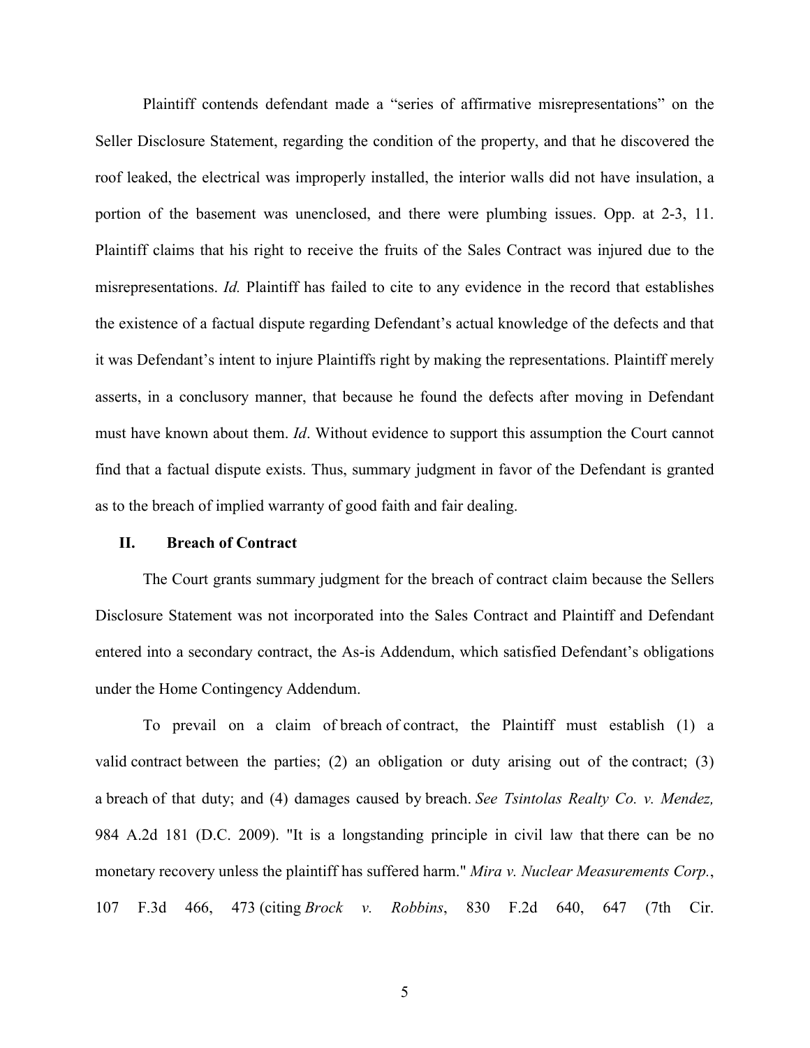Plaintiff contends defendant made a "series of affirmative misrepresentations" on the Seller Disclosure Statement, regarding the condition of the property, and that he discovered the roof leaked, the electrical was improperly installed, the interior walls did not have insulation, a portion of the basement was unenclosed, and there were plumbing issues. Opp. at 2-3, 11. Plaintiff claims that his right to receive the fruits of the Sales Contract was injured due to the misrepresentations. *Id.* Plaintiff has failed to cite to any evidence in the record that establishes the existence of a factual dispute regarding Defendant's actual knowledge of the defects and that it was Defendant's intent to injure Plaintiffs right by making the representations. Plaintiff merely asserts, in a conclusory manner, that because he found the defects after moving in Defendant must have known about them. *Id*. Without evidence to support this assumption the Court cannot find that a factual dispute exists. Thus, summary judgment in favor of the Defendant is granted as to the breach of implied warranty of good faith and fair dealing.

## II. Breach of Contract

The Court grants summary judgment for the breach of contract claim because the Sellers Disclosure Statement was not incorporated into the Sales Contract and Plaintiff and Defendant entered into a secondary contract, the As-is Addendum, which satisfied Defendant's obligations under the Home Contingency Addendum.

To prevail on a claim of breach of contract, the Plaintiff must establish (1) a valid contract between the parties; (2) an obligation or duty arising out of the contract; (3) a breach of that duty; and (4) damages caused by breach. *See Tsintolas Realty Co. v. Mendez,* 984 A.2d 181 (D.C. 2009). "It is a longstanding principle in civil law that there can be no monetary recovery unless the plaintiff has suffered harm." *Mira v. Nuclear Measurements Corp.*, 107 F.3d 466, 473 (citing *Brock v. Robbins*, 830 F.2d 640, 647 (7th Cir.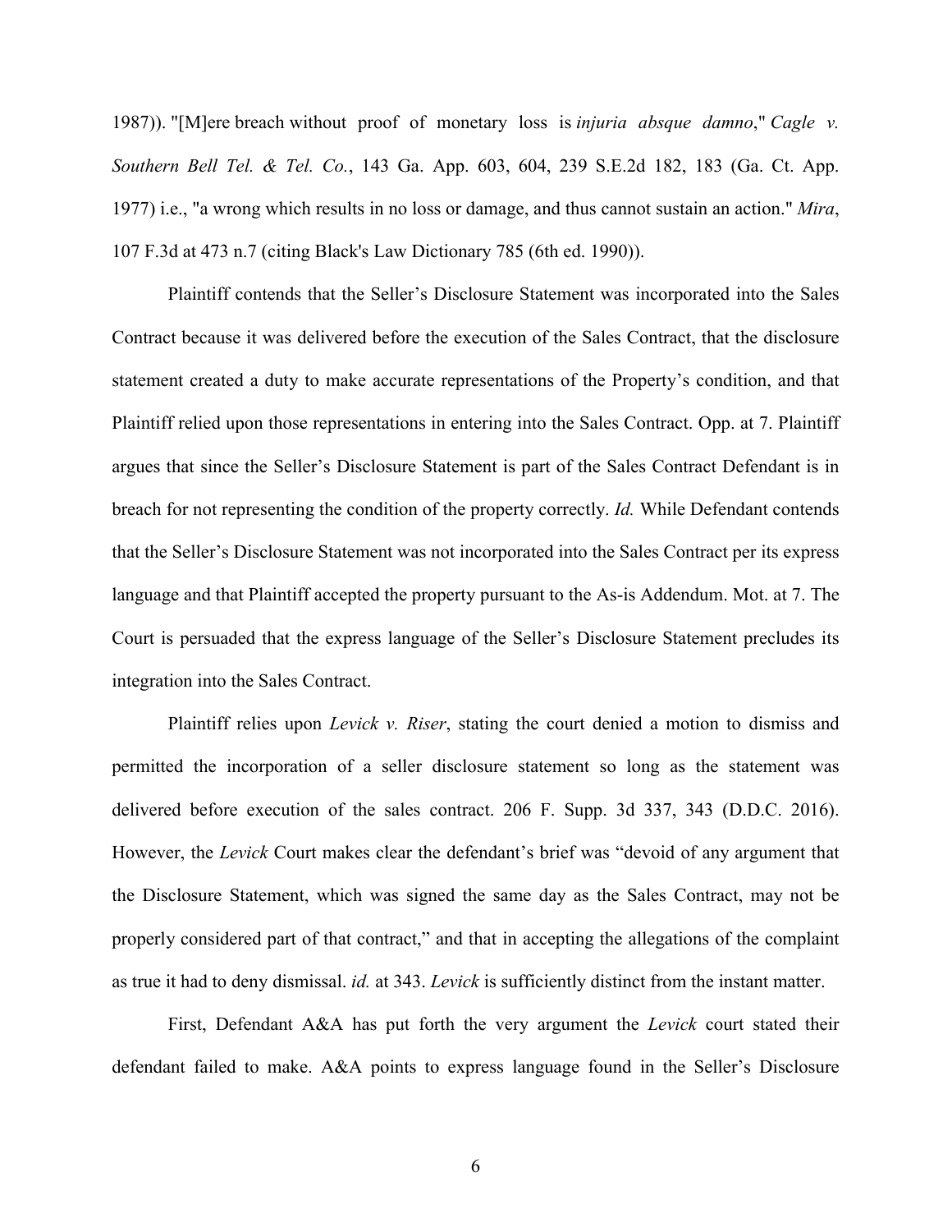1987)). "[M]ere breach without proof of monetary loss is *injuria absque damno*," *Cagle v. Southern Bell Tel. & Tel. Co.*, 143 Ga. App. 603, 604, 239 S.E.2d 182, 183 (Ga. Ct. App. 1977) i.e., "a wrong which results in no loss or damage, and thus cannot sustain an action." *Mira*, 107 F.3d at 473 n.7 (citing Black's Law Dictionary 785 (6th ed. 1990)).

Plaintiff contends that the Seller's Disclosure Statement was incorporated into the Sales Contract because it was delivered before the execution of the Sales Contract, that the disclosure statement created a duty to make accurate representations of the Property's condition, and that Plaintiff relied upon those representations in entering into the Sales Contract. Opp. at 7. Plaintiff argues that since the Seller's Disclosure Statement is part of the Sales Contract Defendant is in breach for not representing the condition of the property correctly. *Id.* While Defendant contends that the Seller's Disclosure Statement was not incorporated into the Sales Contract per its express language and that Plaintiff accepted the property pursuant to the As-is Addendum. Mot. at 7. The Court is persuaded that the express language of the Seller's Disclosure Statement precludes its integration into the Sales Contract.

Plaintiff relies upon *Levick v. Riser*, stating the court denied a motion to dismiss and permitted the incorporation of a seller disclosure statement so long as the statement was delivered before execution of the sales contract. 206 F. Supp. 3d 337, 343 (D.D.C. 2016). However, the *Levick* Court makes clear the defendant's brief was "devoid of any argument that the Disclosure Statement, which was signed the same day as the Sales Contract, may not be properly considered part of that contract," and that in accepting the allegations of the complaint as true it had to deny dismissal. *id.* at 343. *Levick* is sufficiently distinct from the instant matter.

First, Defendant A&A has put forth the very argument the *Levick* court stated their defendant failed to make. A&A points to express language found in the Seller's Disclosure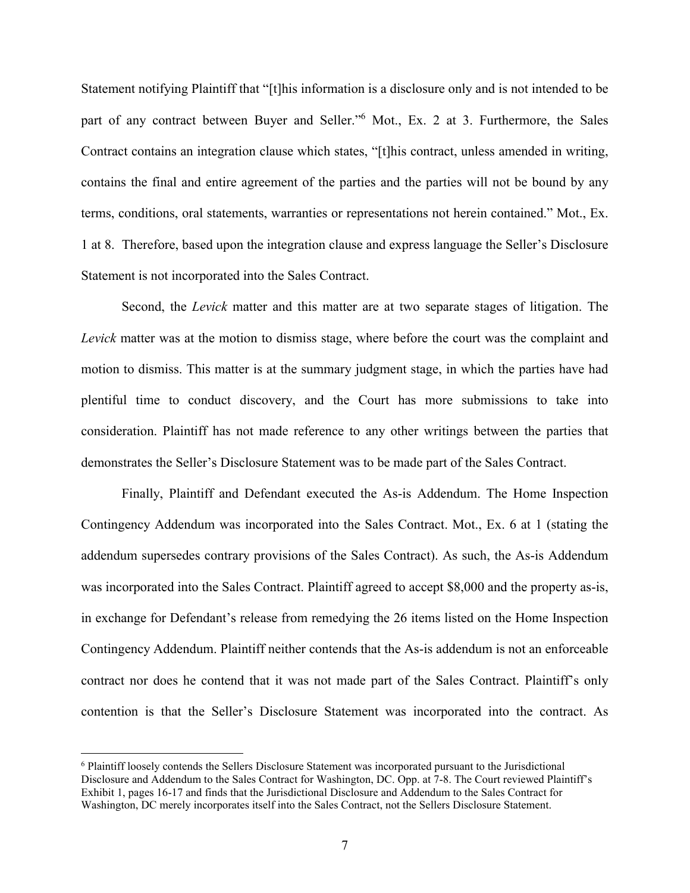Statement notifying Plaintiff that "[t]his information is a disclosure only and is not intended to be part of any contract between Buyer and Seller."[6] Mot., Ex. 2 at 3. Furthermore, the Sales Contract contains an integration clause which states, "[t]his contract, unless amended in writing, contains the final and entire agreement of the parties and the parties will not be bound by any terms, conditions, oral statements, warranties or representations not herein contained." Mot., Ex. 1 at 8. Therefore, based upon the integration clause and express language the Seller's Disclosure Statement is not incorporated into the Sales Contract.

Second, the *Levick* matter and this matter are at two separate stages of litigation. The *Levick* matter was at the motion to dismiss stage, where before the court was the complaint and motion to dismiss. This matter is at the summary judgment stage, in which the parties have had plentiful time to conduct discovery, and the Court has more submissions to take into consideration. Plaintiff has not made reference to any other writings between the parties that demonstrates the Seller's Disclosure Statement was to be made part of the Sales Contract.

Finally, Plaintiff and Defendant executed the As-is Addendum. The Home Inspection Contingency Addendum was incorporated into the Sales Contract. Mot., Ex. 6 at 1 (stating the addendum supersedes contrary provisions of the Sales Contract). As such, the As-is Addendum was incorporated into the Sales Contract. Plaintiff agreed to accept $8,000 and the property as-is, in exchange for Defendant's release from remedying the 26 items listed on the Home Inspection Contingency Addendum. Plaintiff neither contends that the As-is addendum is not an enforceable contract nor does he contend that it was not made part of the Sales Contract. Plaintiff's only contention is that the Seller's Disclosure Statement was incorporated into the contract. As

[6] Plaintiff loosely contends the Sellers Disclosure Statement was incorporated pursuant to the Jurisdictional Disclosure and Addendum to the Sales Contract for Washington, DC. Opp. at 7-8. The Court reviewed Plaintiff's Exhibit 1, pages 16-17 and finds that the Jurisdictional Disclosure and Addendum to the Sales Contract for Washington, DC merely incorporates itself into the Sales Contract, not the Sellers Disclosure Statement.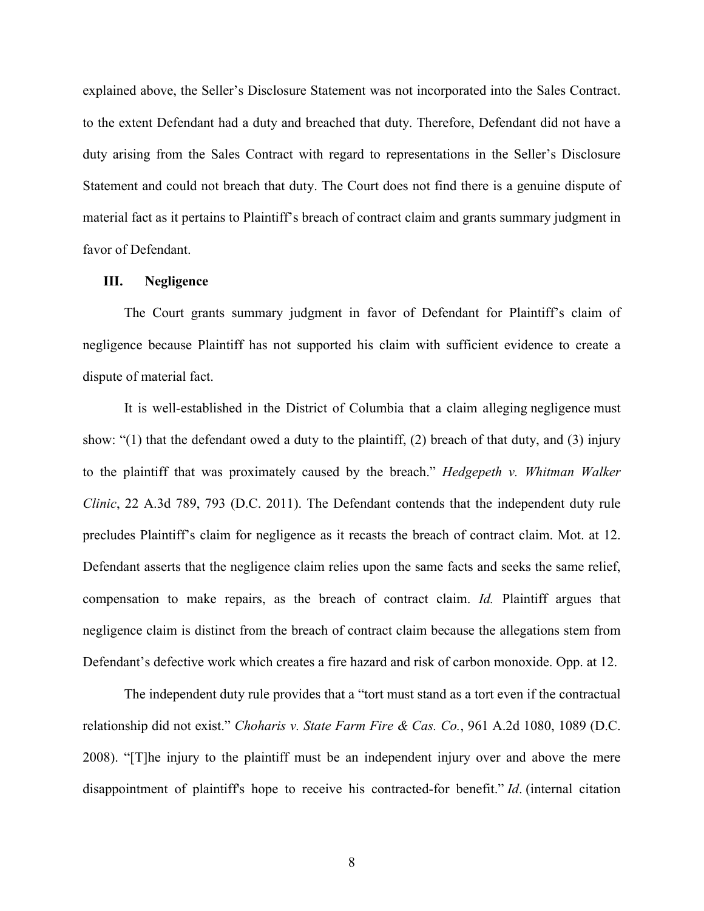explained above, the Seller's Disclosure Statement was not incorporated into the Sales Contract. to the extent Defendant had a duty and breached that duty. Therefore, Defendant did not have a duty arising from the Sales Contract with regard to representations in the Seller's Disclosure Statement and could not breach that duty. The Court does not find there is a genuine dispute of material fact as it pertains to Plaintiff's breach of contract claim and grants summary judgment in favor of Defendant.

### III. Negligence

The Court grants summary judgment in favor of Defendant for Plaintiff's claim of negligence because Plaintiff has not supported his claim with sufficient evidence to create a dispute of material fact.

It is well-established in the District of Columbia that a claim alleging negligence must show: "(1) that the defendant owed a duty to the plaintiff, (2) breach of that duty, and (3) injury to the plaintiff that was proximately caused by the breach." *Hedgepeth v. Whitman Walker Clinic*, 22 A.3d 789, 793 (D.C. 2011). The Defendant contends that the independent duty rule precludes Plaintiff's claim for negligence as it recasts the breach of contract claim. Mot. at 12. Defendant asserts that the negligence claim relies upon the same facts and seeks the same relief, compensation to make repairs, as the breach of contract claim. *Id.* Plaintiff argues that negligence claim is distinct from the breach of contract claim because the allegations stem from Defendant's defective work which creates a fire hazard and risk of carbon monoxide. Opp. at 12.

The independent duty rule provides that a "tort must stand as a tort even if the contractual relationship did not exist." *Choharis v. State Farm Fire & Cas. Co.*, 961 A.2d 1080, 1089 (D.C. 2008). "[T]he injury to the plaintiff must be an independent injury over and above the mere disappointment of plaintiff's hope to receive his contracted-for benefit." *Id*. (internal citation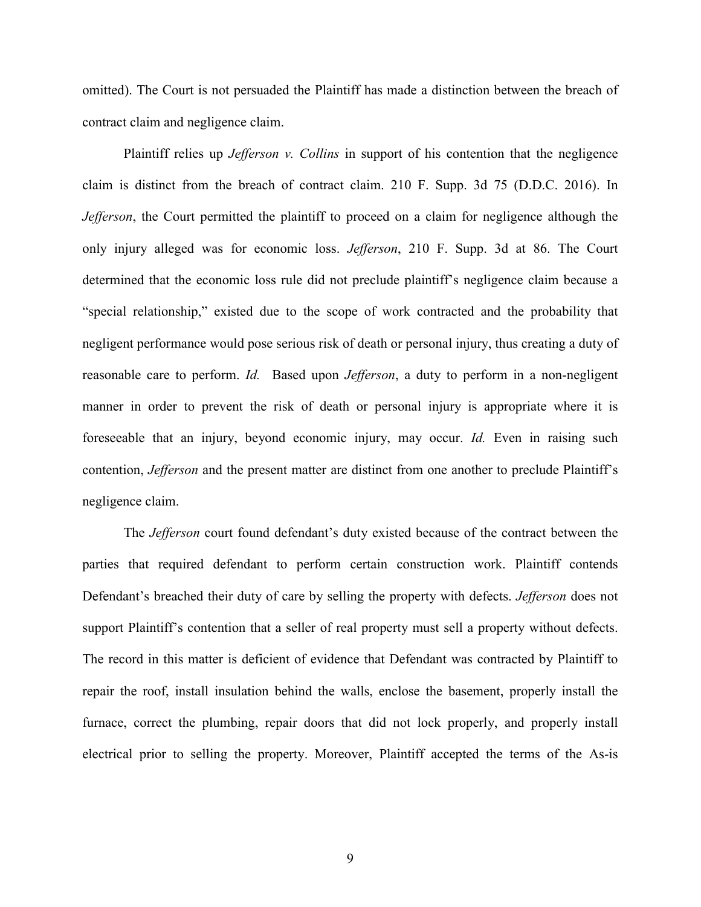omitted). The Court is not persuaded the Plaintiff has made a distinction between the breach of contract claim and negligence claim.

Plaintiff relies up *Jefferson v. Collins* in support of his contention that the negligence claim is distinct from the breach of contract claim. 210 F. Supp. 3d 75 (D.D.C. 2016). In *Jefferson*, the Court permitted the plaintiff to proceed on a claim for negligence although the only injury alleged was for economic loss. *Jefferson*, 210 F. Supp. 3d at 86. The Court determined that the economic loss rule did not preclude plaintiff's negligence claim because a "special relationship," existed due to the scope of work contracted and the probability that negligent performance would pose serious risk of death or personal injury, thus creating a duty of reasonable care to perform. *Id.* Based upon *Jefferson*, a duty to perform in a non-negligent manner in order to prevent the risk of death or personal injury is appropriate where it is foreseeable that an injury, beyond economic injury, may occur. *Id.* Even in raising such contention, *Jefferson* and the present matter are distinct from one another to preclude Plaintiff's negligence claim.

The *Jefferson* court found defendant's duty existed because of the contract between the parties that required defendant to perform certain construction work. Plaintiff contends Defendant's breached their duty of care by selling the property with defects. *Jefferson* does not support Plaintiff's contention that a seller of real property must sell a property without defects. The record in this matter is deficient of evidence that Defendant was contracted by Plaintiff to repair the roof, install insulation behind the walls, enclose the basement, properly install the furnace, correct the plumbing, repair doors that did not lock properly, and properly install electrical prior to selling the property. Moreover, Plaintiff accepted the terms of the As-is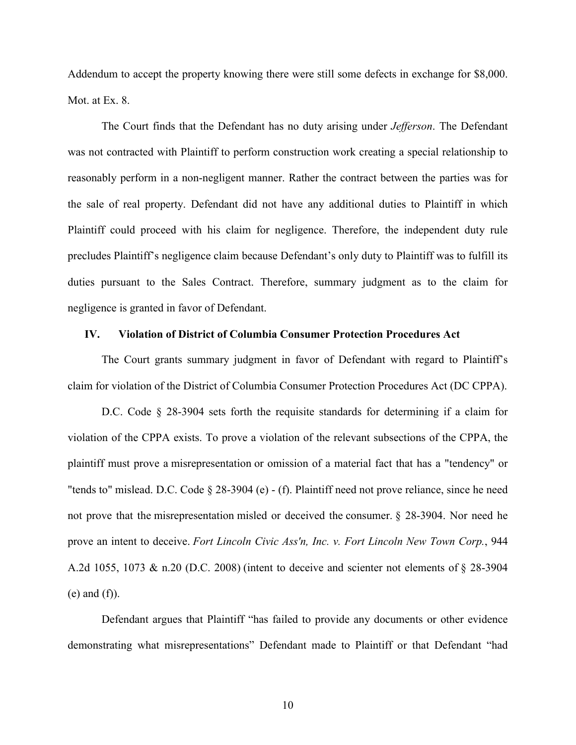Addendum to accept the property knowing there were still some defects in exchange for $8,000. Mot. at Ex. 8.

The Court finds that the Defendant has no duty arising under *Jefferson*. The Defendant was not contracted with Plaintiff to perform construction work creating a special relationship to reasonably perform in a non-negligent manner. Rather the contract between the parties was for the sale of real property. Defendant did not have any additional duties to Plaintiff in which Plaintiff could proceed with his claim for negligence. Therefore, the independent duty rule precludes Plaintiff's negligence claim because Defendant's only duty to Plaintiff was to fulfill its duties pursuant to the Sales Contract. Therefore, summary judgment as to the claim for negligence is granted in favor of Defendant.

## IV. Violation of District of Columbia Consumer Protection Procedures Act

The Court grants summary judgment in favor of Defendant with regard to Plaintiff's claim for violation of the District of Columbia Consumer Protection Procedures Act (DC CPPA).

D.C. Code § 28-3904 sets forth the requisite standards for determining if a claim for violation of the CPPA exists. To prove a violation of the relevant subsections of the CPPA, the plaintiff must prove a misrepresentation or omission of a material fact that has a "tendency" or "tends to" mislead. D.C. Code § 28-3904 (e) - (f). Plaintiff need not prove reliance, since he need not prove that the misrepresentation misled or deceived the consumer. § 28-3904. Nor need he prove an intent to deceive. *Fort Lincoln Civic Ass'n, Inc. v. Fort Lincoln New Town Corp.*, 944 A.2d 1055, 1073 & n.20 (D.C. 2008) (intent to deceive and scienter not elements of § 28-3904 (e) and (f)).

Defendant argues that Plaintiff "has failed to provide any documents or other evidence demonstrating what misrepresentations" Defendant made to Plaintiff or that Defendant "had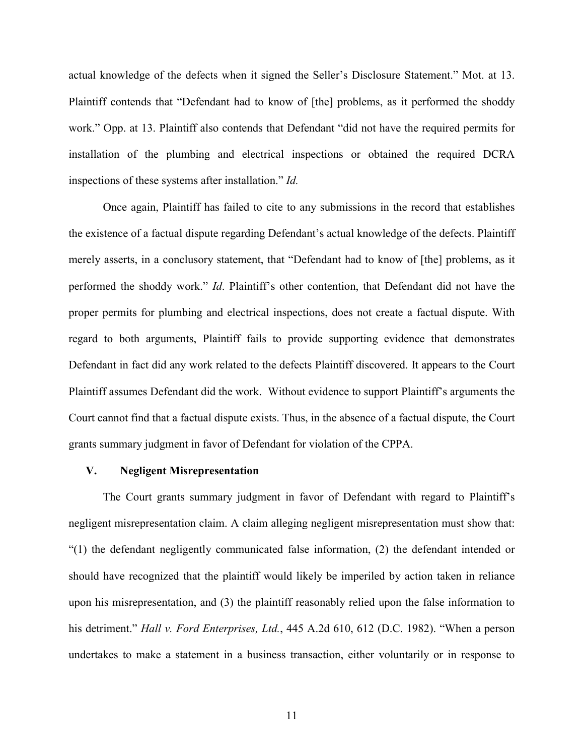actual knowledge of the defects when it signed the Seller's Disclosure Statement." Mot. at 13. Plaintiff contends that "Defendant had to know of [the] problems, as it performed the shoddy work." Opp. at 13. Plaintiff also contends that Defendant "did not have the required permits for installation of the plumbing and electrical inspections or obtained the required DCRA inspections of these systems after installation." *Id.*

Once again, Plaintiff has failed to cite to any submissions in the record that establishes the existence of a factual dispute regarding Defendant's actual knowledge of the defects. Plaintiff merely asserts, in a conclusory statement, that "Defendant had to know of [the] problems, as it performed the shoddy work." *Id*. Plaintiff's other contention, that Defendant did not have the proper permits for plumbing and electrical inspections, does not create a factual dispute. With regard to both arguments, Plaintiff fails to provide supporting evidence that demonstrates Defendant in fact did any work related to the defects Plaintiff discovered. It appears to the Court Plaintiff assumes Defendant did the work. Without evidence to support Plaintiff's arguments the Court cannot find that a factual dispute exists. Thus, in the absence of a factual dispute, the Court grants summary judgment in favor of Defendant for violation of the CPPA.

## V. Negligent Misrepresentation

The Court grants summary judgment in favor of Defendant with regard to Plaintiff's negligent misrepresentation claim. A claim alleging negligent misrepresentation must show that: "(1) the defendant negligently communicated false information, (2) the defendant intended or should have recognized that the plaintiff would likely be imperiled by action taken in reliance upon his misrepresentation, and (3) the plaintiff reasonably relied upon the false information to his detriment." *Hall v. Ford Enterprises, Ltd.*, 445 A.2d 610, 612 (D.C. 1982). "When a person undertakes to make a statement in a business transaction, either voluntarily or in response to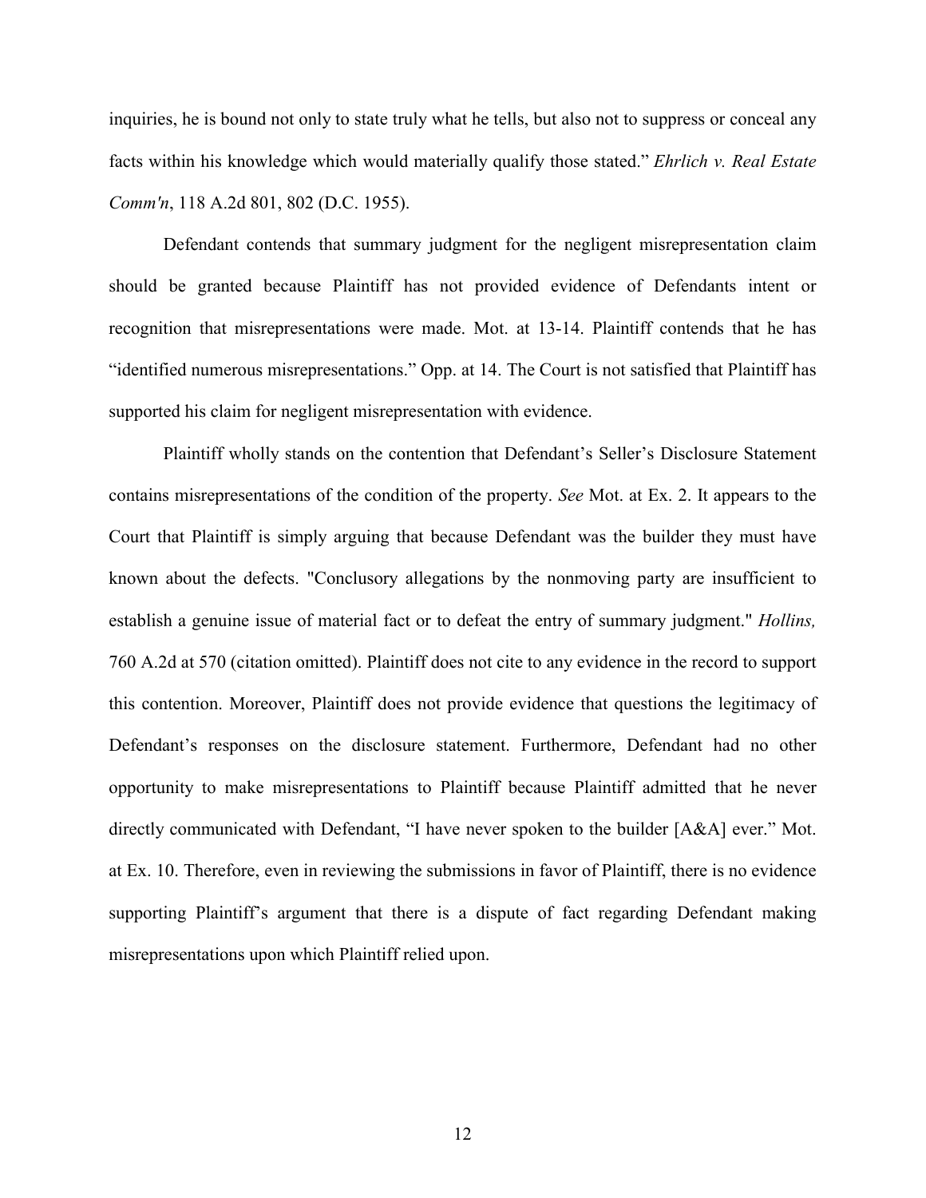inquiries, he is bound not only to state truly what he tells, but also not to suppress or conceal any facts within his knowledge which would materially qualify those stated." *Ehrlich v. Real Estate Comm'n*, 118 A.2d 801, 802 (D.C. 1955).

Defendant contends that summary judgment for the negligent misrepresentation claim should be granted because Plaintiff has not provided evidence of Defendants intent or recognition that misrepresentations were made. Mot. at 13-14. Plaintiff contends that he has "identified numerous misrepresentations." Opp. at 14. The Court is not satisfied that Plaintiff has supported his claim for negligent misrepresentation with evidence.

Plaintiff wholly stands on the contention that Defendant's Seller's Disclosure Statement contains misrepresentations of the condition of the property. *See* Mot. at Ex. 2. It appears to the Court that Plaintiff is simply arguing that because Defendant was the builder they must have known about the defects. "Conclusory allegations by the nonmoving party are insufficient to establish a genuine issue of material fact or to defeat the entry of summary judgment." *Hollins,* 760 A.2d at 570 (citation omitted). Plaintiff does not cite to any evidence in the record to support this contention. Moreover, Plaintiff does not provide evidence that questions the legitimacy of Defendant's responses on the disclosure statement. Furthermore, Defendant had no other opportunity to make misrepresentations to Plaintiff because Plaintiff admitted that he never directly communicated with Defendant, "I have never spoken to the builder [A&A] ever." Mot. at Ex. 10. Therefore, even in reviewing the submissions in favor of Plaintiff, there is no evidence supporting Plaintiff's argument that there is a dispute of fact regarding Defendant making misrepresentations upon which Plaintiff relied upon.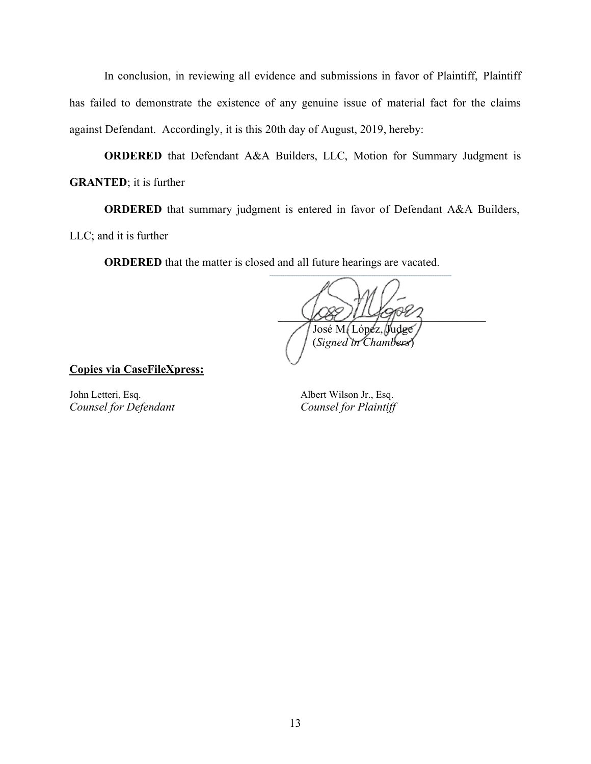In conclusion, in reviewing all evidence and submissions in favor of Plaintiff, Plaintiff has failed to demonstrate the existence of any genuine issue of material fact for the claims against Defendant. Accordingly, it is this 20th day of August, 2019, hereby:

**ORDERED** that Defendant A&A Builders, LLC, Motion for Summary Judgment is **GRANTED**; it is further

**ORDERED** that summary judgment is entered in favor of Defendant A&A Builders, LLC; and it is further

**ORDERED** that the matter is closed and all future hearings are vacated.

José M. López, Judge
(*Signed in Chambers*)

**Copies via CaseFileXpress:**

John Letteri, Esq.
*Counsel for Defendant*

Albert Wilson Jr., Esq.
*Counsel for Plaintiff*